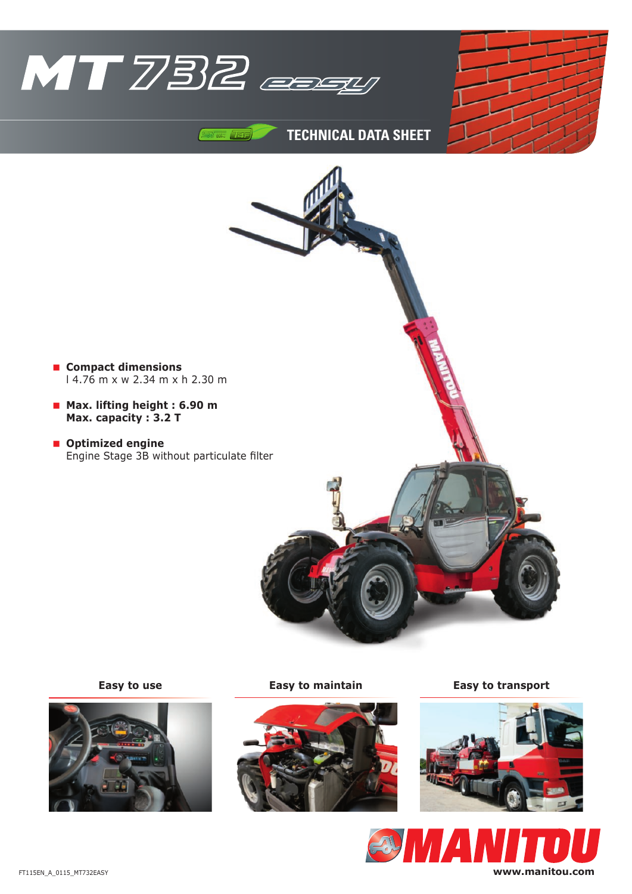# MT 732 easy

TECHNICAL DATA SHEET

- **Compact dimensions**
  l 4.76 m x w 2.34 m x h 2.30 m
- **Max. lifting height : 6.90 m**
  **Max. capacity : 3.2 T**
- **Optimized engine**
  Engine Stage 3B without particulate filter

**Easy to use**

**Easy to maintain**

**Easy to transport**

MANITOU

www.manitou.com

FT115EN_A_0115_MT732EASY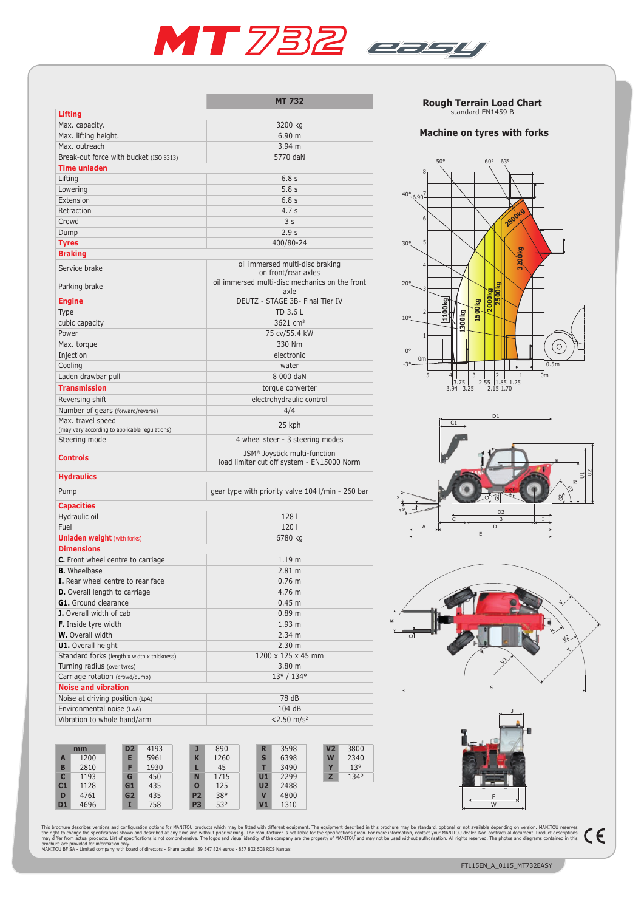# MT 732 easy

| | MT 732 |
|---|---|
| **Lifting** | |
| Max. capacity. | 3200 kg |
| Max. lifting height. | 6.90 m |
| Max. outreach | 3.94 m |
| Break-out force with bucket (ISO 8313) | 5770 daN |
| **Time unladen** | |
| Lifting | 6.8 s |
| Lowering | 5.8 s |
| Extension | 6.8 s |
| Retraction | 4.7 s |
| Crowd | 3 s |
| Dump | 2.9 s |
| **Tyres** | 400/80-24 |
| **Braking** | |
| Service brake | oil immersed multi-disc braking on front/rear axles |
| Parking brake | oil immersed multi-disc mechanics on the front axle |
| **Engine** | DEUTZ - STAGE 3B- Final Tier IV |
| Type | TD 3.6 L |
| cubic capacity | 3621 cm³ |
| Power | 75 cv/55.4 kW |
| Max. torque | 330 Nm |
| Injection | electronic |
| Cooling | water |
| Laden drawbar pull | 8 000 daN |
| **Transmission** | torque converter |
| Reversing shift | electrohydraulic control |
| Number of gears (forward/reverse) | 4/4 |
| Max. travel speed (may vary according to applicable regulations) | 25 kph |
| Steering mode | 4 wheel steer - 3 steering modes |
| **Controls** | JSM® Joystick multi-function load limiter cut off system - EN15000 Norm |
| **Hydraulics** | |
| Pump | gear type with priority valve 104 l/min - 260 bar |
| **Capacities** | |
| Hydraulic oil | 128 l |
| Fuel | 120 l |
| **Unladen weight** (with forks) | 6780 kg |
| **Dimensions** | |
| **C.** Front wheel centre to carriage | 1.19 m |
| **B.** Wheelbase | 2.81 m |
| **I.** Rear wheel centre to rear face | 0.76 m |
| **D.** Overall length to carriage | 4.76 m |
| **G1.** Ground clearance | 0.45 m |
| **J.** Overall width of cab | 0.89 m |
| **F.** Inside tyre width | 1.93 m |
| **W.** Overall width | 2.34 m |
| **U1.** Overall height | 2.30 m |
| Standard forks (length x width x thickness) | 1200 x 125 x 45 mm |
| Turning radius (over tyres) | 3.80 m |
| Carriage rotation (crowd/dump) | 13° / 134° |
| **Noise and vibration** | |
| Noise at driving position (LpA) | 78 dB |
| Environmental noise (LwA) | 104 dB |
| Vibration to whole hand/arm | <2.50 m/s² |

## Rough Terrain Load Chart

standard EN1459 B

### Machine on tyres with forks

50° 60° 63° 40° 30° 20° 10° 0° -3°

6.90 8 7 6 5 4 3 2 1 0m

2800kg 3200kg 2500kg 2000kg 1500kg 1300kg 1100kg

5 4 3 2 1 0m 0.5m

3.75 3.94 3.25 2.55 2.15 1.85 1.70 1.25

| mm | | | | | | | | | |
|---|---|---|---|---|---|---|---|---|---|
| **A** | 1200 | **D2** | 4193 | **J** | 890 | **R** | 3598 | **V2** | 3800 |
| **B** | 2810 | **E** | 5961 | **K** | 1260 | **S** | 6398 | **W** | 2340 |
| **C** | 1193 | **F** | 1930 | **L** | 45 | **T** | 3490 | **Y** | 13° |
| **C1** | 1128 | **G** | 450 | **N** | 1715 | **U1** | 2299 | **Z** | 134° |
| **D** | 4761 | **G1** | 435 | **O** | 125 | **U2** | 2488 | | |
| **D1** | 4696 | **G2** | 435 | **P2** | 38° | **V** | 4800 | | |
| | | **I** | 758 | **P3** | 53° | **V1** | 1310 | | |

This brochure describes versions and configuration options for MANITOU products which may be fitted with different equipment. The equipment described in this brochure may be standard, optional or not available depending on version. MANITOU reserves the right to change the specifications shown and described at any time and without prior warning. The manufacturer is not liable for the specifications given. For more information, contact your MANITOU dealer. Non-contractual document. Product descriptions may differ from actual products. List of specifications is not comprehensive. The logos and visual identity of the company are the property of MANITOU and may not be used without authorisation. All rights reserved. The photos and diagrams contained in this brochure are provided for information only.
MANITOU BF SA - Limited company with board of directors - Share capital: 39 547 824 euros - 857 802 508 RCS Nantes

FT115EN_A_0115_MT732EASY